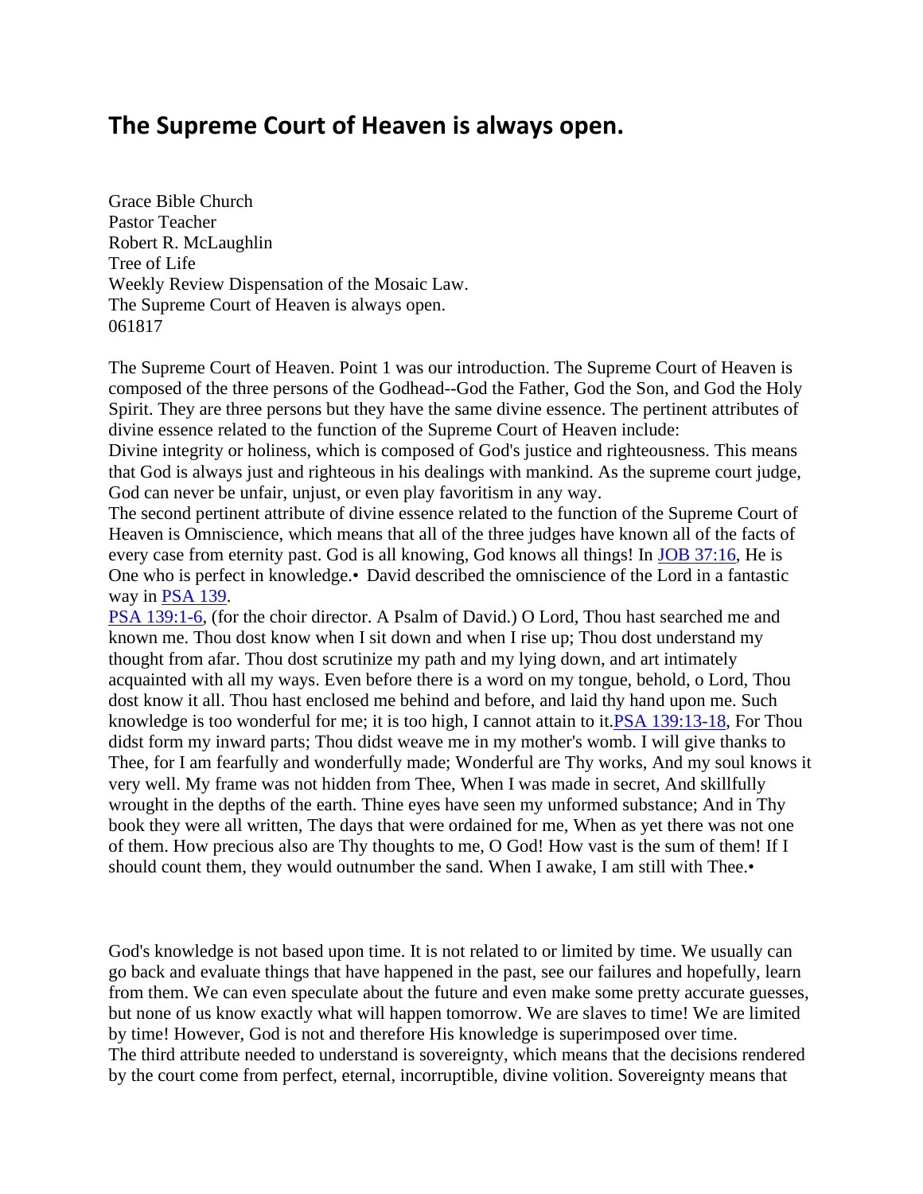# The Supreme Court of Heaven is always open.

Grace Bible Church
Pastor Teacher
Robert R. McLaughlin
Tree of Life
Weekly Review Dispensation of the Mosaic Law.
The Supreme Court of Heaven is always open.
061817

The Supreme Court of Heaven. Point 1 was our introduction. The Supreme Court of Heaven is composed of the three persons of the Godhead--God the Father, God the Son, and God the Holy Spirit. They are three persons but they have the same divine essence. The pertinent attributes of divine essence related to the function of the Supreme Court of Heaven include:
Divine integrity or holiness, which is composed of God's justice and righteousness. This means that God is always just and righteous in his dealings with mankind. As the supreme court judge, God can never be unfair, unjust, or even play favoritism in any way.
The second pertinent attribute of divine essence related to the function of the Supreme Court of Heaven is Omniscience, which means that all of the three judges have known all of the facts of every case from eternity past. God is all knowing, God knows all things! In JOB 37:16, He is One who is perfect in knowledge.• David described the omniscience of the Lord in a fantastic way in PSA 139.
PSA 139:1-6, (for the choir director. A Psalm of David.) O Lord, Thou hast searched me and known me. Thou dost know when I sit down and when I rise up; Thou dost understand my thought from afar. Thou dost scrutinize my path and my lying down, and art intimately acquainted with all my ways. Even before there is a word on my tongue, behold, o Lord, Thou dost know it all. Thou hast enclosed me behind and before, and laid thy hand upon me. Such knowledge is too wonderful for me; it is too high, I cannot attain to it.PSA 139:13-18, For Thou didst form my inward parts; Thou didst weave me in my mother's womb. I will give thanks to Thee, for I am fearfully and wonderfully made; Wonderful are Thy works, And my soul knows it very well. My frame was not hidden from Thee, When I was made in secret, And skillfully wrought in the depths of the earth. Thine eyes have seen my unformed substance; And in Thy book they were all written, The days that were ordained for me, When as yet there was not one of them. How precious also are Thy thoughts to me, O God! How vast is the sum of them! If I should count them, they would outnumber the sand. When I awake, I am still with Thee.•

God's knowledge is not based upon time. It is not related to or limited by time. We usually can go back and evaluate things that have happened in the past, see our failures and hopefully, learn from them. We can even speculate about the future and even make some pretty accurate guesses, but none of us know exactly what will happen tomorrow. We are slaves to time! We are limited by time! However, God is not and therefore His knowledge is superimposed over time.
The third attribute needed to understand is sovereignty, which means that the decisions rendered by the court come from perfect, eternal, incorruptible, divine volition. Sovereignty means that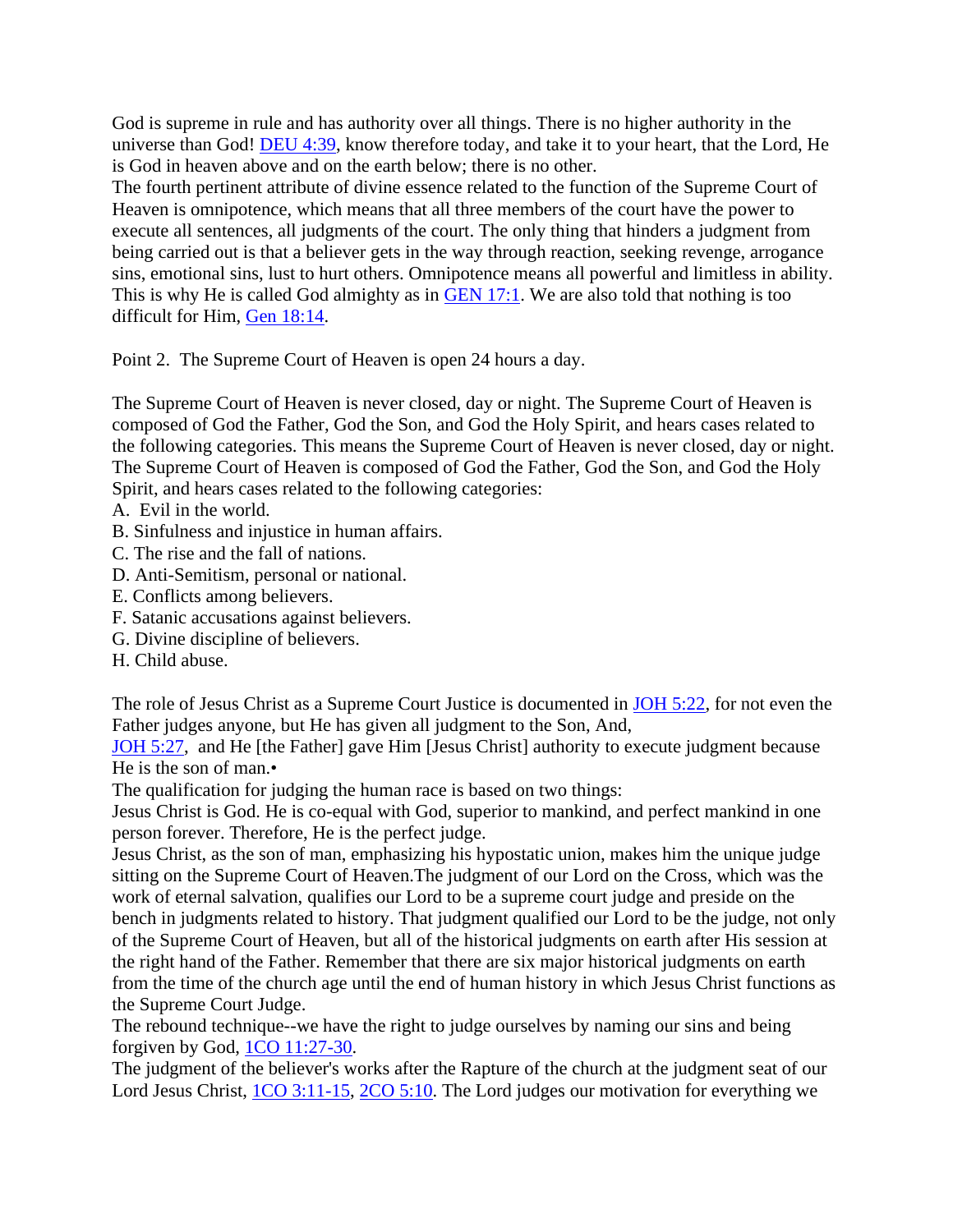God is supreme in rule and has authority over all things. There is no higher authority in the universe than God! DEU 4:39, know therefore today, and take it to your heart, that the Lord, He is God in heaven above and on the earth below; there is no other.

The fourth pertinent attribute of divine essence related to the function of the Supreme Court of Heaven is omnipotence, which means that all three members of the court have the power to execute all sentences, all judgments of the court. The only thing that hinders a judgment from being carried out is that a believer gets in the way through reaction, seeking revenge, arrogance sins, emotional sins, lust to hurt others. Omnipotence means all powerful and limitless in ability. This is why He is called God almighty as in GEN 17:1. We are also told that nothing is too difficult for Him, Gen 18:14.

Point 2.  The Supreme Court of Heaven is open 24 hours a day.

The Supreme Court of Heaven is never closed, day or night. The Supreme Court of Heaven is composed of God the Father, God the Son, and God the Holy Spirit, and hears cases related to the following categories. This means the Supreme Court of Heaven is never closed, day or night. The Supreme Court of Heaven is composed of God the Father, God the Son, and God the Holy Spirit, and hears cases related to the following categories:

A.  Evil in the world.
B. Sinfulness and injustice in human affairs.
C. The rise and the fall of nations.
D. Anti-Semitism, personal or national.
E. Conflicts among believers.
F. Satanic accusations against believers.
G. Divine discipline of believers.
H. Child abuse.

The role of Jesus Christ as a Supreme Court Justice is documented in JOH 5:22, for not even the Father judges anyone, but He has given all judgment to the Son, And,
JOH 5:27,  and He [the Father] gave Him [Jesus Christ] authority to execute judgment because He is the son of man.•

The qualification for judging the human race is based on two things:

Jesus Christ is God. He is co-equal with God, superior to mankind, and perfect mankind in one person forever. Therefore, He is the perfect judge.

Jesus Christ, as the son of man, emphasizing his hypostatic union, makes him the unique judge sitting on the Supreme Court of Heaven.The judgment of our Lord on the Cross, which was the work of eternal salvation, qualifies our Lord to be a supreme court judge and preside on the bench in judgments related to history. That judgment qualified our Lord to be the judge, not only of the Supreme Court of Heaven, but all of the historical judgments on earth after His session at the right hand of the Father. Remember that there are six major historical judgments on earth from the time of the church age until the end of human history in which Jesus Christ functions as the Supreme Court Judge.

The rebound technique--we have the right to judge ourselves by naming our sins and being forgiven by God, 1CO 11:27-30.

The judgment of the believer's works after the Rapture of the church at the judgment seat of our Lord Jesus Christ, 1CO 3:11-15, 2CO 5:10. The Lord judges our motivation for everything we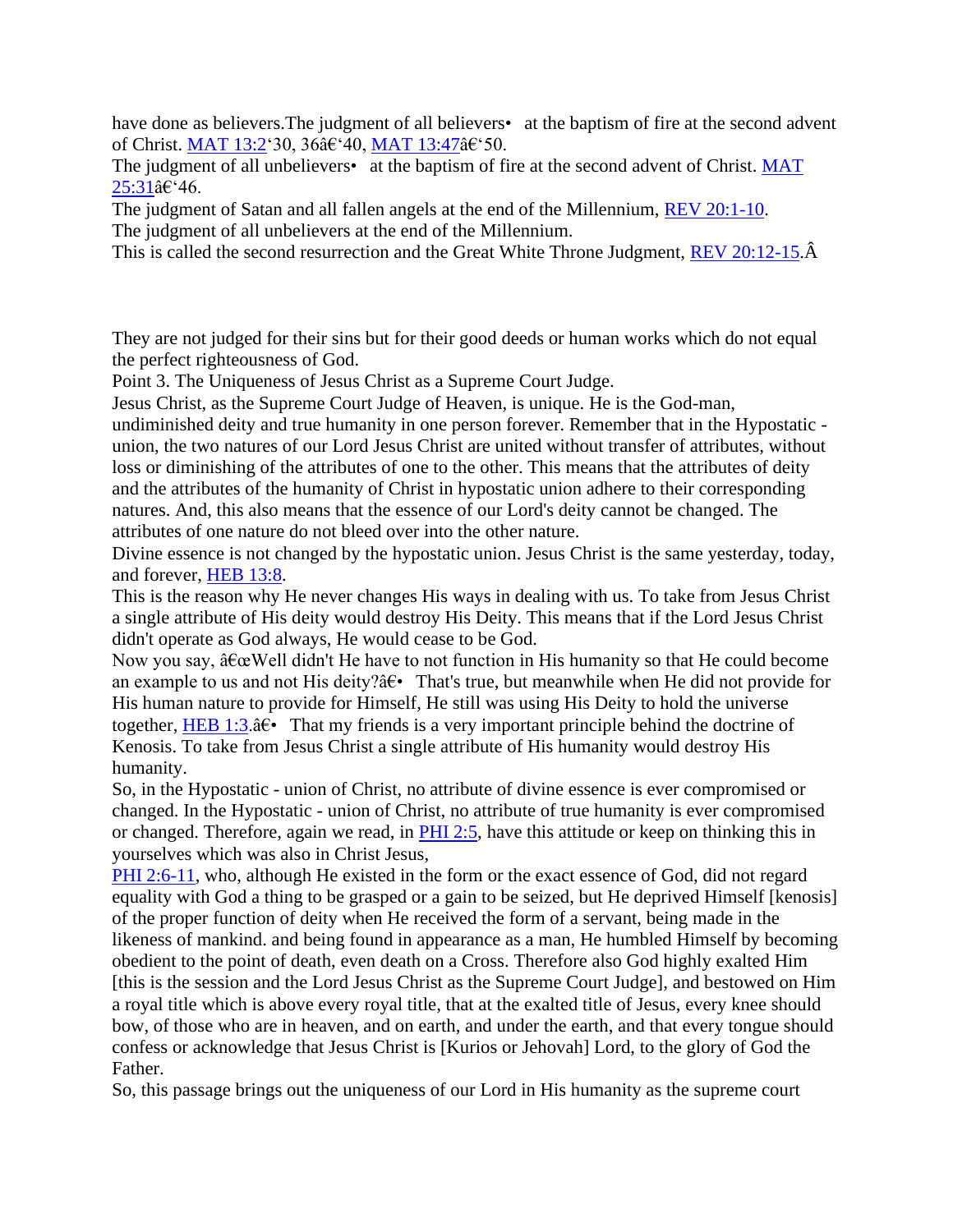have done as believers.The judgment of all believers•   at the baptism of fire at the second advent of Christ. MAT 13:2‘30, 36â€‘40, MAT 13:47â€‘50.

The judgment of all unbelievers•   at the baptism of fire at the second advent of Christ. MAT 25:31â€‘46.

The judgment of Satan and all fallen angels at the end of the Millennium, REV 20:1-10.

The judgment of all unbelievers at the end of the Millennium.

This is called the second resurrection and the Great White Throne Judgment, REV 20:12-15.Â

They are not judged for their sins but for their good deeds or human works which do not equal the perfect righteousness of God.

Point 3. The Uniqueness of Jesus Christ as a Supreme Court Judge.

Jesus Christ, as the Supreme Court Judge of Heaven, is unique. He is the God-man, undiminished deity and true humanity in one person forever. Remember that in the Hypostatic - union, the two natures of our Lord Jesus Christ are united without transfer of attributes, without loss or diminishing of the attributes of one to the other. This means that the attributes of deity and the attributes of the humanity of Christ in hypostatic union adhere to their corresponding natures. And, this also means that the essence of our Lord's deity cannot be changed. The attributes of one nature do not bleed over into the other nature.

Divine essence is not changed by the hypostatic union. Jesus Christ is the same yesterday, today, and forever, HEB 13:8.

This is the reason why He never changes His ways in dealing with us. To take from Jesus Christ a single attribute of His deity would destroy His Deity. This means that if the Lord Jesus Christ didn't operate as God always, He would cease to be God.

Now you say, â€œWell didn't He have to not function in His humanity so that He could become an example to us and not His deity?â€•   That's true, but meanwhile when He did not provide for His human nature to provide for Himself, He still was using His Deity to hold the universe together, HEB 1:3.â€•   That my friends is a very important principle behind the doctrine of Kenosis. To take from Jesus Christ a single attribute of His humanity would destroy His humanity.

So, in the Hypostatic - union of Christ, no attribute of divine essence is ever compromised or changed. In the Hypostatic - union of Christ, no attribute of true humanity is ever compromised or changed. Therefore, again we read, in PHI 2:5, have this attitude or keep on thinking this in yourselves which was also in Christ Jesus,

PHI 2:6-11, who, although He existed in the form or the exact essence of God, did not regard equality with God a thing to be grasped or a gain to be seized, but He deprived Himself [kenosis] of the proper function of deity when He received the form of a servant, being made in the likeness of mankind. and being found in appearance as a man, He humbled Himself by becoming obedient to the point of death, even death on a Cross. Therefore also God highly exalted Him [this is the session and the Lord Jesus Christ as the Supreme Court Judge], and bestowed on Him a royal title which is above every royal title, that at the exalted title of Jesus, every knee should bow, of those who are in heaven, and on earth, and under the earth, and that every tongue should confess or acknowledge that Jesus Christ is [Kurios or Jehovah] Lord, to the glory of God the Father.

So, this passage brings out the uniqueness of our Lord in His humanity as the supreme court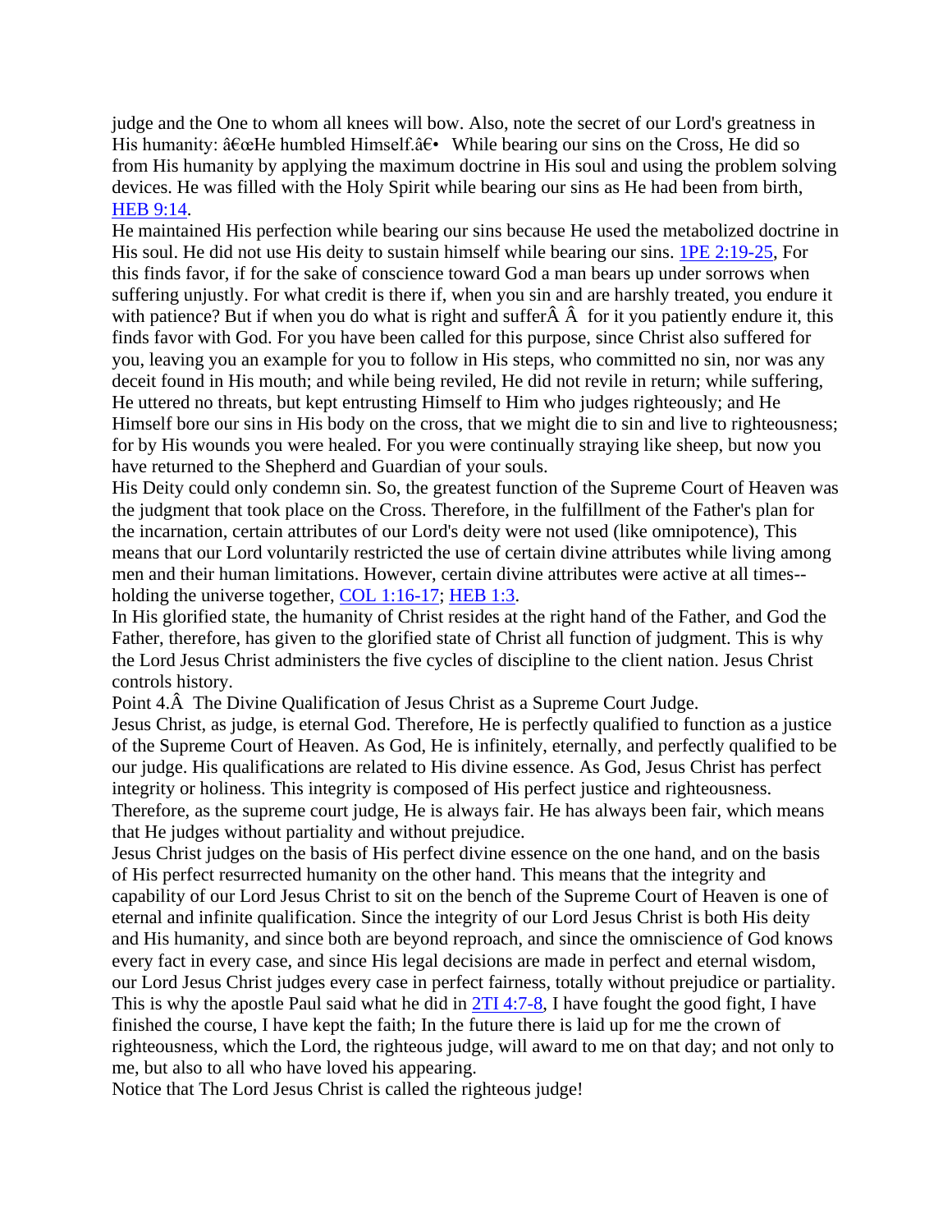judge and the One to whom all knees will bow. Also, note the secret of our Lord's greatness in His humanity: â€œHe humbled Himself.â€• While bearing our sins on the Cross, He did so from His humanity by applying the maximum doctrine in His soul and using the problem solving devices. He was filled with the Holy Spirit while bearing our sins as He had been from birth, HEB 9:14.

He maintained His perfection while bearing our sins because He used the metabolized doctrine in His soul. He did not use His deity to sustain himself while bearing our sins. 1PE 2:19-25, For this finds favor, if for the sake of conscience toward God a man bears up under sorrows when suffering unjustly. For what credit is there if, when you sin and are harshly treated, you endure it with patience? But if when you do what is right and sufferÂ Â for it you patiently endure it, this finds favor with God. For you have been called for this purpose, since Christ also suffered for you, leaving you an example for you to follow in His steps, who committed no sin, nor was any deceit found in His mouth; and while being reviled, He did not revile in return; while suffering, He uttered no threats, but kept entrusting Himself to Him who judges righteously; and He Himself bore our sins in His body on the cross, that we might die to sin and live to righteousness; for by His wounds you were healed. For you were continually straying like sheep, but now you have returned to the Shepherd and Guardian of your souls.

His Deity could only condemn sin. So, the greatest function of the Supreme Court of Heaven was the judgment that took place on the Cross. Therefore, in the fulfillment of the Father's plan for the incarnation, certain attributes of our Lord's deity were not used (like omnipotence), This means that our Lord voluntarily restricted the use of certain divine attributes while living among men and their human limitations. However, certain divine attributes were active at all times--holding the universe together, COL 1:16-17; HEB 1:3.

In His glorified state, the humanity of Christ resides at the right hand of the Father, and God the Father, therefore, has given to the glorified state of Christ all function of judgment. This is why the Lord Jesus Christ administers the five cycles of discipline to the client nation. Jesus Christ controls history.

Point 4.Â  The Divine Qualification of Jesus Christ as a Supreme Court Judge.

Jesus Christ, as judge, is eternal God. Therefore, He is perfectly qualified to function as a justice of the Supreme Court of Heaven. As God, He is infinitely, eternally, and perfectly qualified to be our judge. His qualifications are related to His divine essence. As God, Jesus Christ has perfect integrity or holiness. This integrity is composed of His perfect justice and righteousness. Therefore, as the supreme court judge, He is always fair. He has always been fair, which means that He judges without partiality and without prejudice.

Jesus Christ judges on the basis of His perfect divine essence on the one hand, and on the basis of His perfect resurrected humanity on the other hand. This means that the integrity and capability of our Lord Jesus Christ to sit on the bench of the Supreme Court of Heaven is one of eternal and infinite qualification. Since the integrity of our Lord Jesus Christ is both His deity and His humanity, and since both are beyond reproach, and since the omniscience of God knows every fact in every case, and since His legal decisions are made in perfect and eternal wisdom, our Lord Jesus Christ judges every case in perfect fairness, totally without prejudice or partiality. This is why the apostle Paul said what he did in 2TI 4:7-8, I have fought the good fight, I have finished the course, I have kept the faith; In the future there is laid up for me the crown of righteousness, which the Lord, the righteous judge, will award to me on that day; and not only to me, but also to all who have loved his appearing.

Notice that The Lord Jesus Christ is called the righteous judge!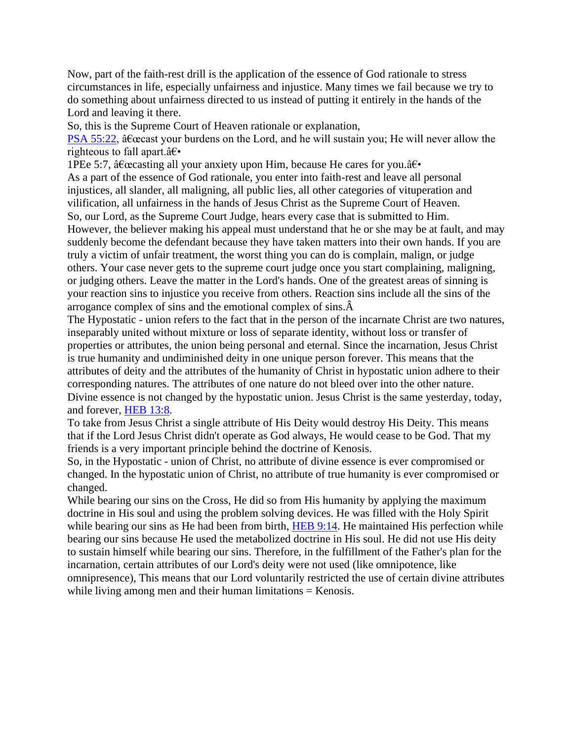Now, part of the faith-rest drill is the application of the essence of God rationale to stress circumstances in life, especially unfairness and injustice. Many times we fail because we try to do something about unfairness directed to us instead of putting it entirely in the hands of the Lord and leaving it there.

So, this is the Supreme Court of Heaven rationale or explanation,

PSA 55:22, â€œcast your burdens on the Lord, and he will sustain you; He will never allow the righteous to fall apart.â€•

1PEe 5:7, â€œcasting all your anxiety upon Him, because He cares for you.â€•

As a part of the essence of God rationale, you enter into faith-rest and leave all personal injustices, all slander, all maligning, all public lies, all other categories of vituperation and vilification, all unfairness in the hands of Jesus Christ as the Supreme Court of Heaven.

So, our Lord, as the Supreme Court Judge, hears every case that is submitted to Him. However, the believer making his appeal must understand that he or she may be at fault, and may suddenly become the defendant because they have taken matters into their own hands. If you are truly a victim of unfair treatment, the worst thing you can do is complain, malign, or judge others. Your case never gets to the supreme court judge once you start complaining, maligning, or judging others. Leave the matter in the Lord's hands. One of the greatest areas of sinning is your reaction sins to injustice you receive from others. Reaction sins include all the sins of the arrogance complex of sins and the emotional complex of sins.Â

The Hypostatic - union refers to the fact that in the person of the incarnate Christ are two natures, inseparably united without mixture or loss of separate identity, without loss or transfer of properties or attributes, the union being personal and eternal. Since the incarnation, Jesus Christ is true humanity and undiminished deity in one unique person forever. This means that the attributes of deity and the attributes of the humanity of Christ in hypostatic union adhere to their corresponding natures. The attributes of one nature do not bleed over into the other nature. Divine essence is not changed by the hypostatic union. Jesus Christ is the same yesterday, today, and forever, HEB 13:8.

To take from Jesus Christ a single attribute of His Deity would destroy His Deity. This means that if the Lord Jesus Christ didn't operate as God always, He would cease to be God. That my friends is a very important principle behind the doctrine of Kenosis.

So, in the Hypostatic - union of Christ, no attribute of divine essence is ever compromised or changed. In the hypostatic union of Christ, no attribute of true humanity is ever compromised or changed.

While bearing our sins on the Cross, He did so from His humanity by applying the maximum doctrine in His soul and using the problem solving devices. He was filled with the Holy Spirit while bearing our sins as He had been from birth, HEB 9:14. He maintained His perfection while bearing our sins because He used the metabolized doctrine in His soul. He did not use His deity to sustain himself while bearing our sins. Therefore, in the fulfillment of the Father's plan for the incarnation, certain attributes of our Lord's deity were not used (like omnipotence, like omnipresence), This means that our Lord voluntarily restricted the use of certain divine attributes while living among men and their human limitations = Kenosis.